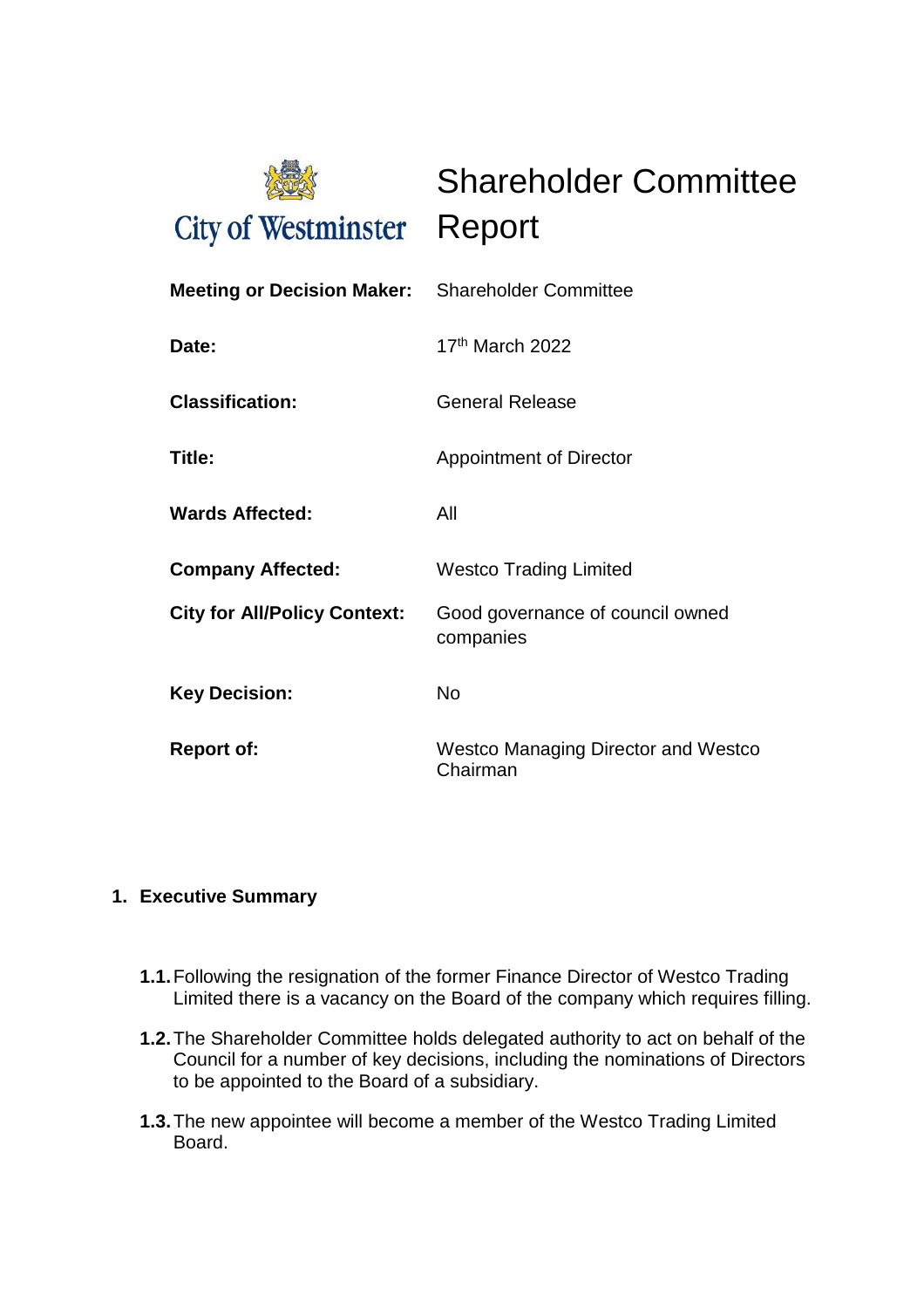City of Westminster

# Shareholder Committee Report

| | |
|---|---|
| **Meeting or Decision Maker:** | Shareholder Committee |
| **Date:** | 17th March 2022 |
| **Classification:** | General Release |
| **Title:** | Appointment of Director |
| **Wards Affected:** | All |
| **Company Affected:** | Westco Trading Limited |
| **City for All/Policy Context:** | Good governance of council owned companies |
| **Key Decision:** | No |
| **Report of:** | Westco Managing Director and Westco Chairman |

## 1. Executive Summary

**1.1.** Following the resignation of the former Finance Director of Westco Trading Limited there is a vacancy on the Board of the company which requires filling.

**1.2.** The Shareholder Committee holds delegated authority to act on behalf of the Council for a number of key decisions, including the nominations of Directors to be appointed to the Board of a subsidiary.

**1.3.** The new appointee will become a member of the Westco Trading Limited Board.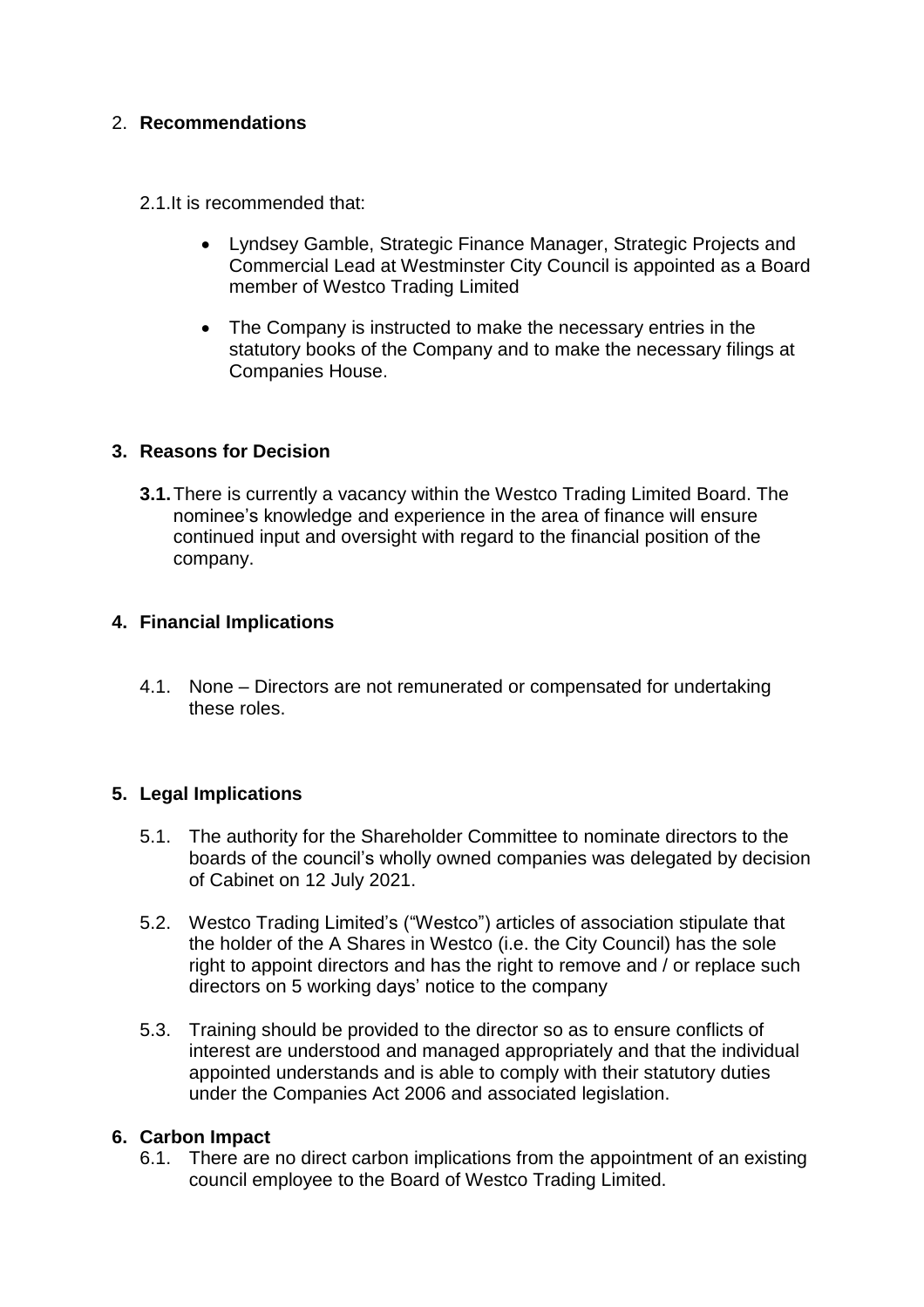## 2. **Recommendations**

2.1. It is recommended that:

- Lyndsey Gamble, Strategic Finance Manager, Strategic Projects and Commercial Lead at Westminster City Council is appointed as a Board member of Westco Trading Limited
- The Company is instructed to make the necessary entries in the statutory books of the Company and to make the necessary filings at Companies House.

## 3. **Reasons for Decision**

**3.1.** There is currently a vacancy within the Westco Trading Limited Board. The nominee's knowledge and experience in the area of finance will ensure continued input and oversight with regard to the financial position of the company.

## 4. **Financial Implications**

4.1. None – Directors are not remunerated or compensated for undertaking these roles.

## 5. **Legal Implications**

5.1. The authority for the Shareholder Committee to nominate directors to the boards of the council's wholly owned companies was delegated by decision of Cabinet on 12 July 2021.

5.2. Westco Trading Limited's ("Westco") articles of association stipulate that the holder of the A Shares in Westco (i.e. the City Council) has the sole right to appoint directors and has the right to remove and / or replace such directors on 5 working days' notice to the company

5.3. Training should be provided to the director so as to ensure conflicts of interest are understood and managed appropriately and that the individual appointed understands and is able to comply with their statutory duties under the Companies Act 2006 and associated legislation.

## 6. **Carbon Impact**

6.1. There are no direct carbon implications from the appointment of an existing council employee to the Board of Westco Trading Limited.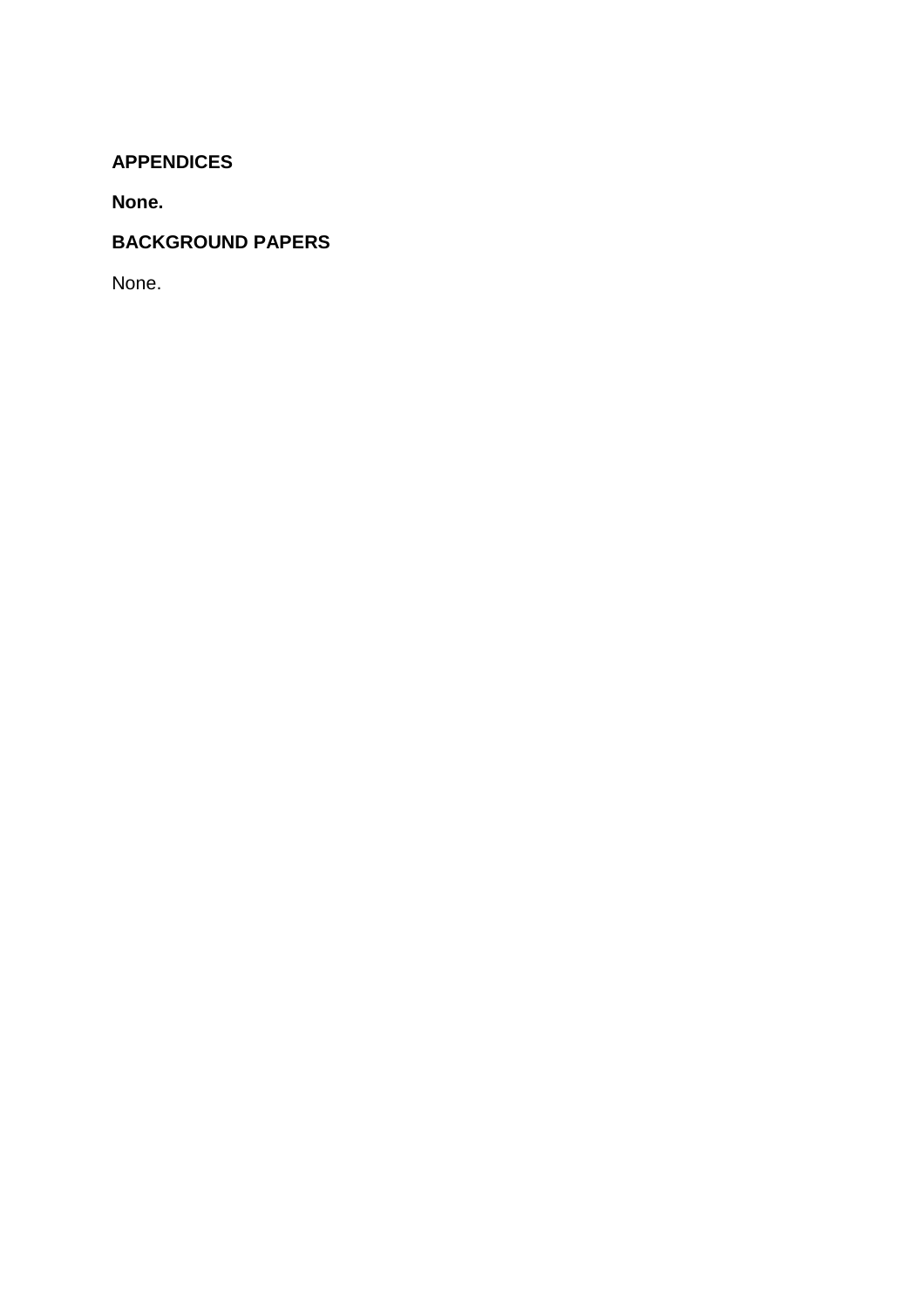**APPENDICES**

**None.**

**BACKGROUND PAPERS**

None.